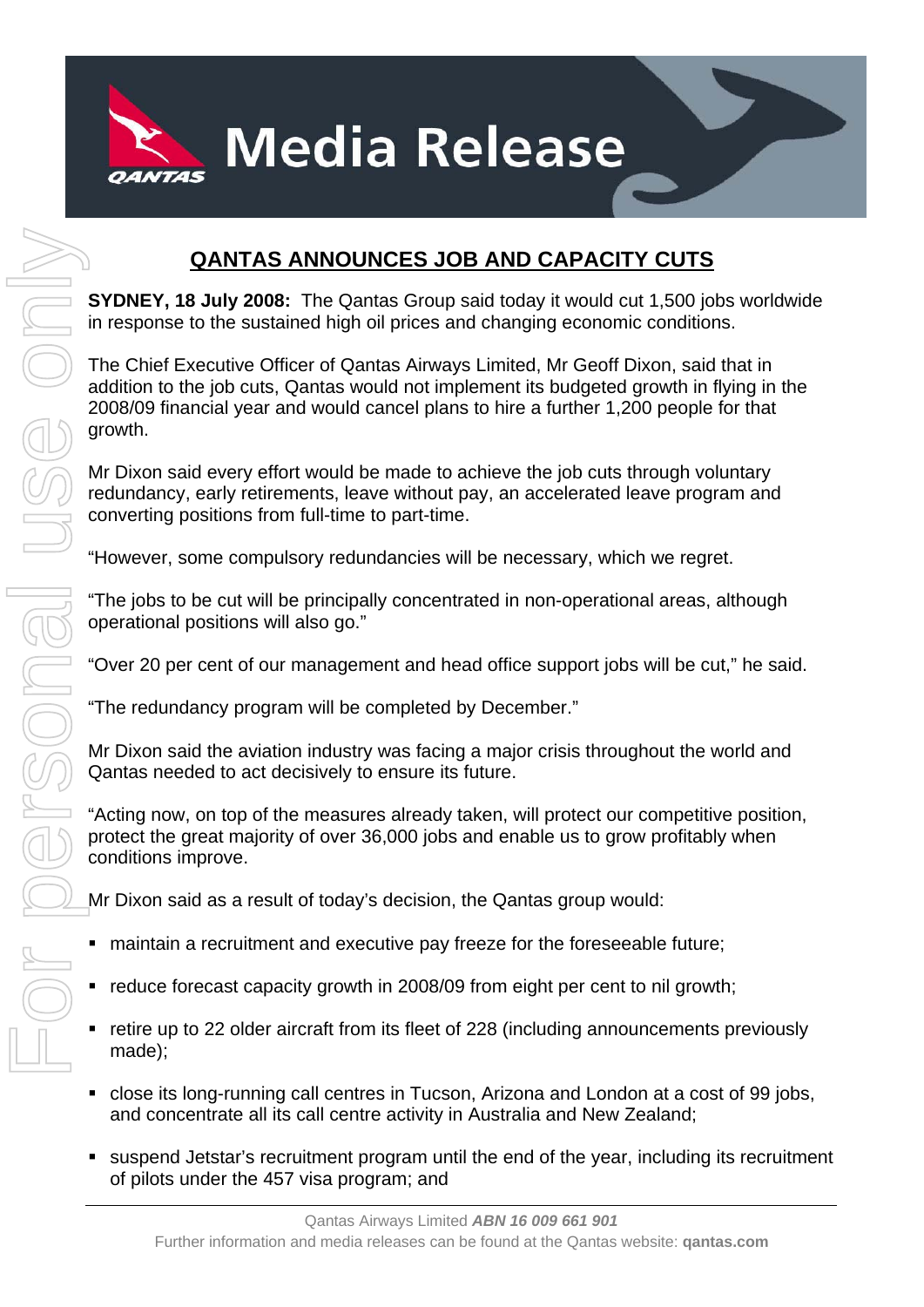# Media Release

## QANTAS ANNOUNCES JOB AND CAPACITY CUTS

**SYDNEY, 18 July 2008:** The Qantas Group said today it would cut 1,500 jobs worldwide in response to the sustained high oil prices and changing economic conditions.

The Chief Executive Officer of Qantas Airways Limited, Mr Geoff Dixon, said that in addition to the job cuts, Qantas would not implement its budgeted growth in flying in the 2008/09 financial year and would cancel plans to hire a further 1,200 people for that growth.

Mr Dixon said every effort would be made to achieve the job cuts through voluntary redundancy, early retirements, leave without pay, an accelerated leave program and converting positions from full-time to part-time.

"However, some compulsory redundancies will be necessary, which we regret.

"The jobs to be cut will be principally concentrated in non-operational areas, although operational positions will also go."

"Over 20 per cent of our management and head office support jobs will be cut," he said.

"The redundancy program will be completed by December."

Mr Dixon said the aviation industry was facing a major crisis throughout the world and Qantas needed to act decisively to ensure its future.

"Acting now, on top of the measures already taken, will protect our competitive position, protect the great majority of over 36,000 jobs and enable us to grow profitably when conditions improve.

Mr Dixon said as a result of today's decision, the Qantas group would:

- maintain a recruitment and executive pay freeze for the foreseeable future;
- reduce forecast capacity growth in 2008/09 from eight per cent to nil growth;
- retire up to 22 older aircraft from its fleet of 228 (including announcements previously made);
- close its long-running call centres in Tucson, Arizona and London at a cost of 99 jobs, and concentrate all its call centre activity in Australia and New Zealand;
- suspend Jetstar's recruitment program until the end of the year, including its recruitment of pilots under the 457 visa program; and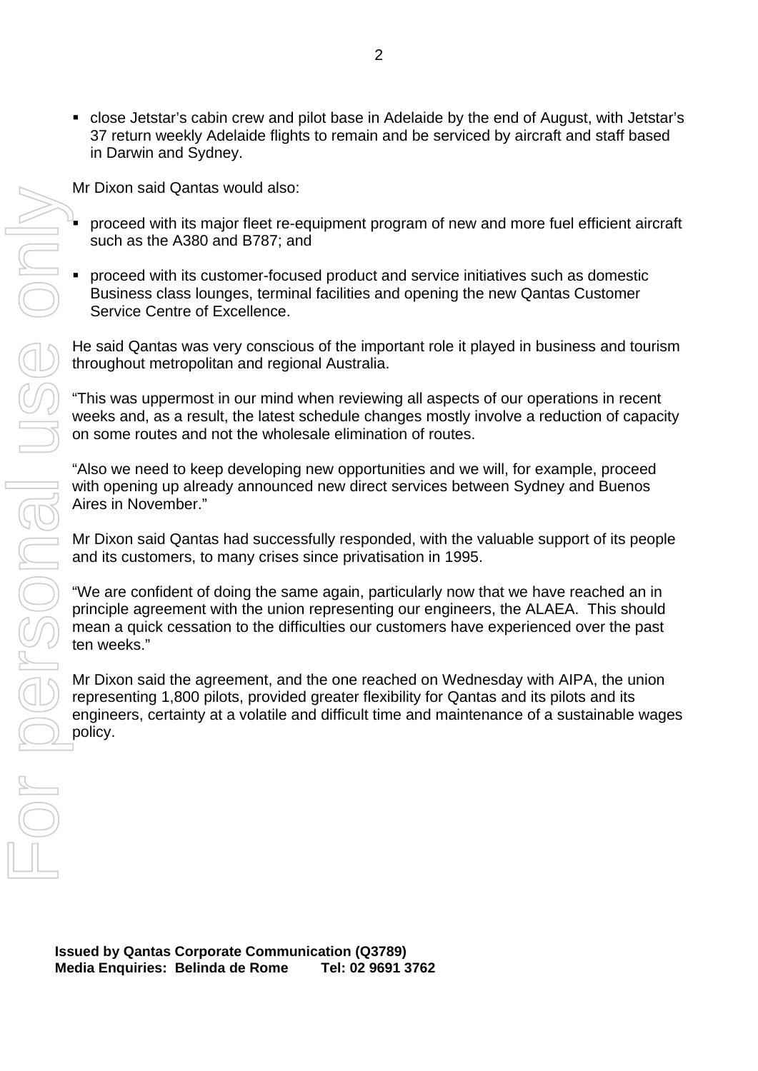- close Jetstar's cabin crew and pilot base in Adelaide by the end of August, with Jetstar's 37 return weekly Adelaide flights to remain and be serviced by aircraft and staff based in Darwin and Sydney.

Mr Dixon said Qantas would also:

- proceed with its major fleet re-equipment program of new and more fuel efficient aircraft such as the A380 and B787; and
- proceed with its customer-focused product and service initiatives such as domestic Business class lounges, terminal facilities and opening the new Qantas Customer Service Centre of Excellence.

He said Qantas was very conscious of the important role it played in business and tourism throughout metropolitan and regional Australia.

"This was uppermost in our mind when reviewing all aspects of our operations in recent weeks and, as a result, the latest schedule changes mostly involve a reduction of capacity on some routes and not the wholesale elimination of routes.

"Also we need to keep developing new opportunities and we will, for example, proceed with opening up already announced new direct services between Sydney and Buenos Aires in November."

Mr Dixon said Qantas had successfully responded, with the valuable support of its people and its customers, to many crises since privatisation in 1995.

"We are confident of doing the same again, particularly now that we have reached an in principle agreement with the union representing our engineers, the ALAEA. This should mean a quick cessation to the difficulties our customers have experienced over the past ten weeks."

Mr Dixon said the agreement, and the one reached on Wednesday with AIPA, the union representing 1,800 pilots, provided greater flexibility for Qantas and its pilots and its engineers, certainty at a volatile and difficult time and maintenance of a sustainable wages policy.

**Issued by Qantas Corporate Communication (Q3789)**
**Media Enquiries: Belinda de Rome Tel: 02 9691 3762**